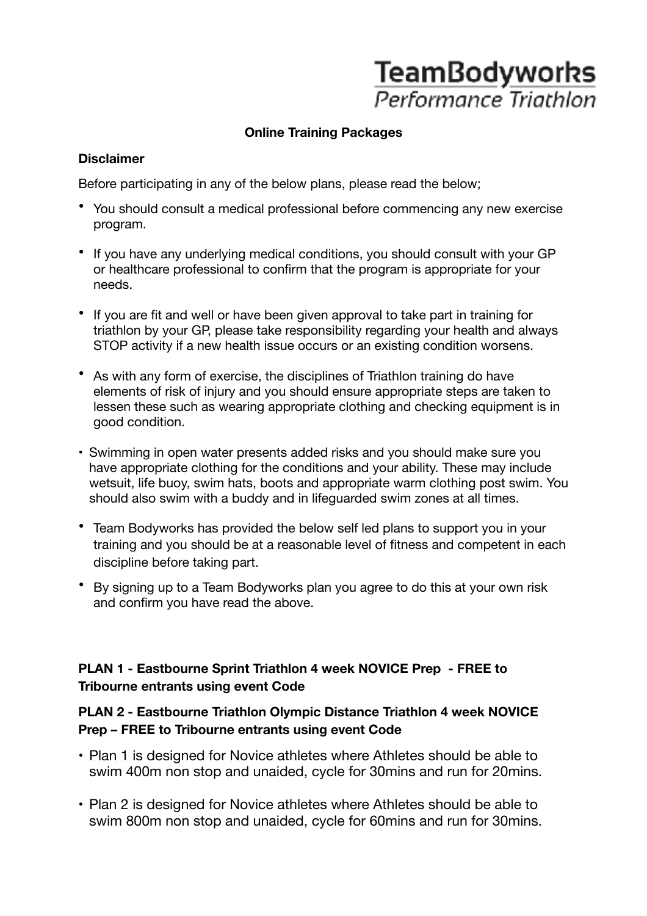**TeamBodyworks**
*Performance Triathlon*

## Online Training Packages

### Disclaimer

Before participating in any of the below plans, please read the below;

- You should consult a medical professional before commencing any new exercise program.
- If you have any underlying medical conditions, you should consult with your GP or healthcare professional to confirm that the program is appropriate for your needs.
- If you are fit and well or have been given approval to take part in training for triathlon by your GP, please take responsibility regarding your health and always STOP activity if a new health issue occurs or an existing condition worsens.
- As with any form of exercise, the disciplines of Triathlon training do have elements of risk of injury and you should ensure appropriate steps are taken to lessen these such as wearing appropriate clothing and checking equipment is in good condition.
- Swimming in open water presents added risks and you should make sure you have appropriate clothing for the conditions and your ability. These may include wetsuit, life buoy, swim hats, boots and appropriate warm clothing post swim. You should also swim with a buddy and in lifeguarded swim zones at all times.
- Team Bodyworks has provided the below self led plans to support you in your training and you should be at a reasonable level of fitness and competent in each discipline before taking part.
- By signing up to a Team Bodyworks plan you agree to do this at your own risk and confirm you have read the above.

### PLAN 1 - Eastbourne Sprint Triathlon 4 week NOVICE Prep - FREE to Tribourne entrants using event Code

### PLAN 2 - Eastbourne Triathlon Olympic Distance Triathlon 4 week NOVICE Prep – FREE to Tribourne entrants using event Code

- Plan 1 is designed for Novice athletes where Athletes should be able to swim 400m non stop and unaided, cycle for 30mins and run for 20mins.
- Plan 2 is designed for Novice athletes where Athletes should be able to swim 800m non stop and unaided, cycle for 60mins and run for 30mins.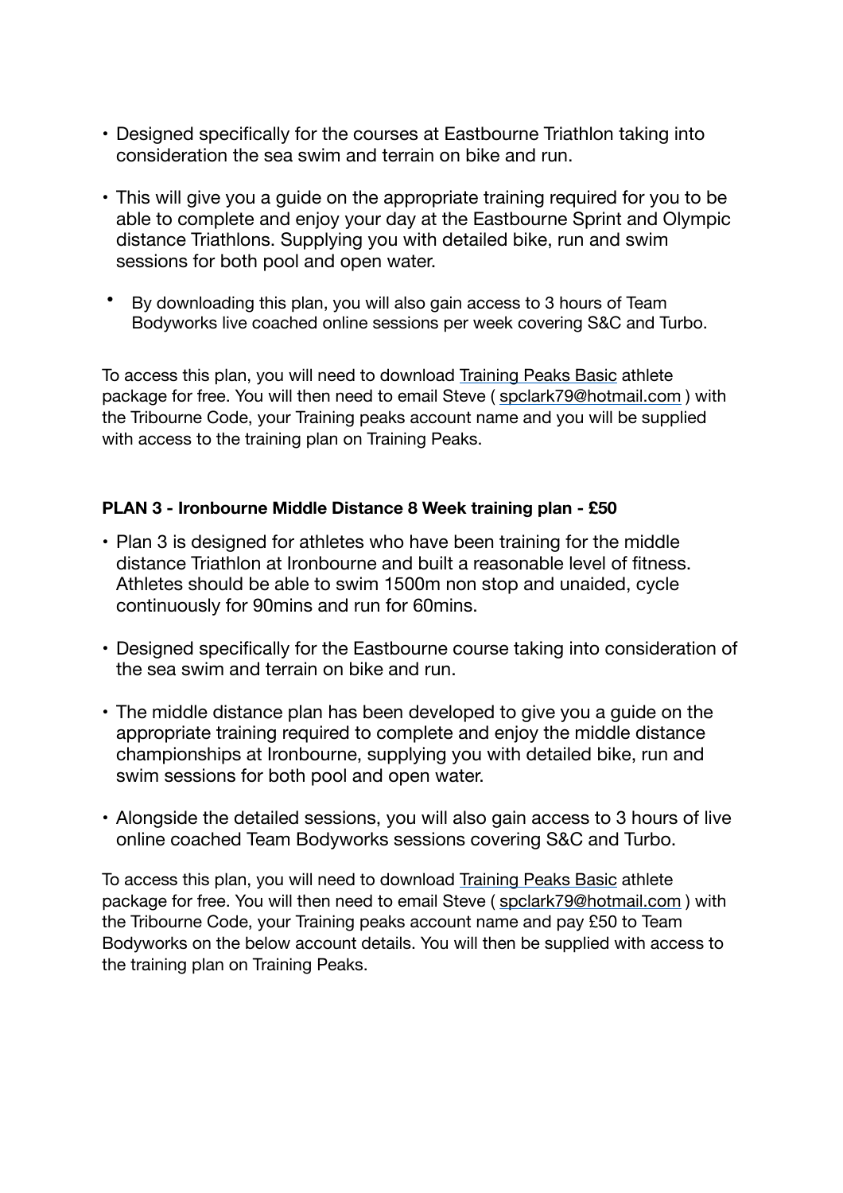- Designed specifically for the courses at Eastbourne Triathlon taking into consideration the sea swim and terrain on bike and run.
- This will give you a guide on the appropriate training required for you to be able to complete and enjoy your day at the Eastbourne Sprint and Olympic distance Triathlons. Supplying you with detailed bike, run and swim sessions for both pool and open water.
- By downloading this plan, you will also gain access to 3 hours of Team Bodyworks live coached online sessions per week covering S&C and Turbo.

To access this plan, you will need to download Training Peaks Basic athlete package for free. You will then need to email Steve ( spclark79@hotmail.com ) with the Tribourne Code, your Training peaks account name and you will be supplied with access to the training plan on Training Peaks.

**PLAN 3 - Ironbourne Middle Distance 8 Week training plan - £50**

- Plan 3 is designed for athletes who have been training for the middle distance Triathlon at Ironbourne and built a reasonable level of fitness. Athletes should be able to swim 1500m non stop and unaided, cycle continuously for 90mins and run for 60mins.
- Designed specifically for the Eastbourne course taking into consideration of the sea swim and terrain on bike and run.
- The middle distance plan has been developed to give you a guide on the appropriate training required to complete and enjoy the middle distance championships at Ironbourne, supplying you with detailed bike, run and swim sessions for both pool and open water.
- Alongside the detailed sessions, you will also gain access to 3 hours of live online coached Team Bodyworks sessions covering S&C and Turbo.

To access this plan, you will need to download Training Peaks Basic athlete package for free. You will then need to email Steve ( spclark79@hotmail.com ) with the Tribourne Code, your Training peaks account name and pay £50 to Team Bodyworks on the below account details. You will then be supplied with access to the training plan on Training Peaks.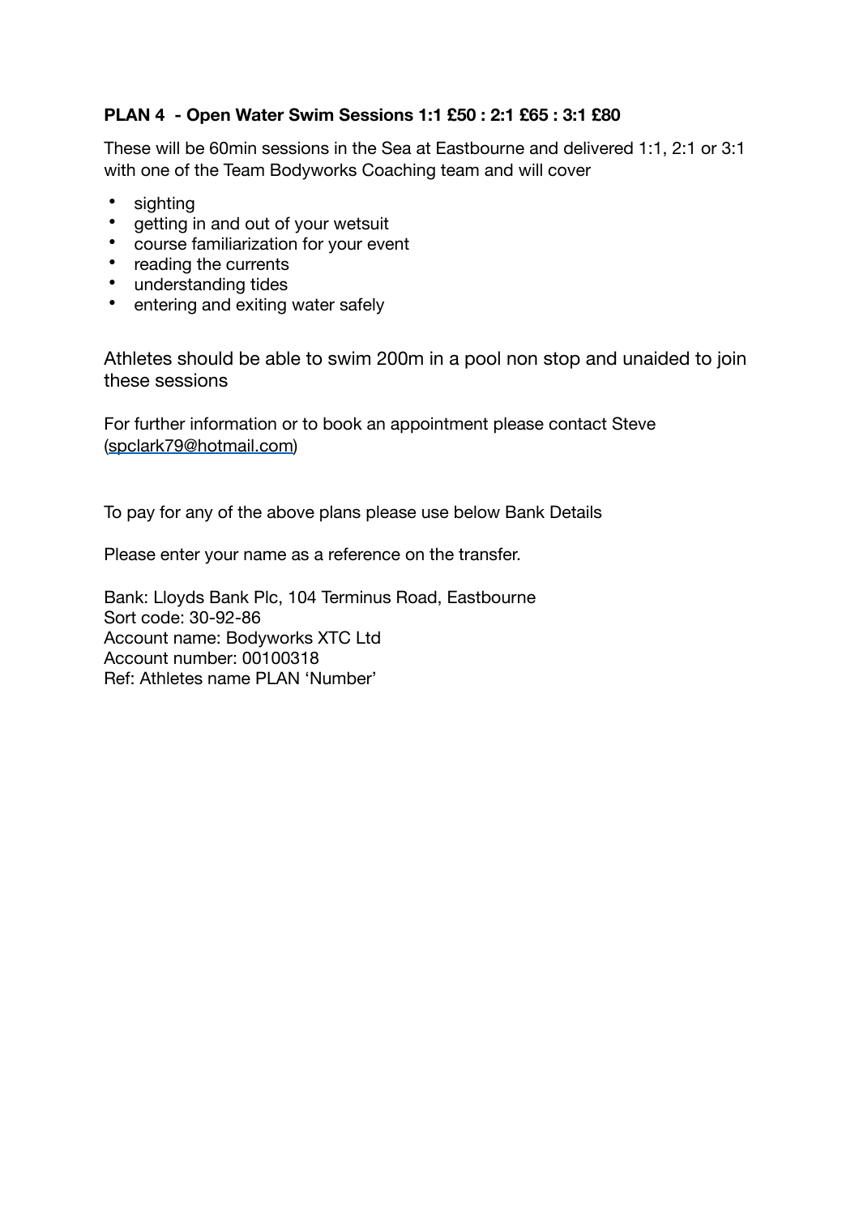**PLAN 4 - Open Water Swim Sessions 1:1 £50 : 2:1 £65 : 3:1 £80**

These will be 60min sessions in the Sea at Eastbourne and delivered 1:1, 2:1 or 3:1 with one of the Team Bodyworks Coaching team and will cover

- sighting
- getting in and out of your wetsuit
- course familiarization for your event
- reading the currents
- understanding tides
- entering and exiting water safely

Athletes should be able to swim 200m in a pool non stop and unaided to join these sessions

For further information or to book an appointment please contact Steve (spclark79@hotmail.com)

To pay for any of the above plans please use below Bank Details

Please enter your name as a reference on the transfer.

Bank: Lloyds Bank Plc, 104 Terminus Road, Eastbourne
Sort code: 30-92-86
Account name: Bodyworks XTC Ltd
Account number: 00100318
Ref: Athletes name PLAN 'Number'